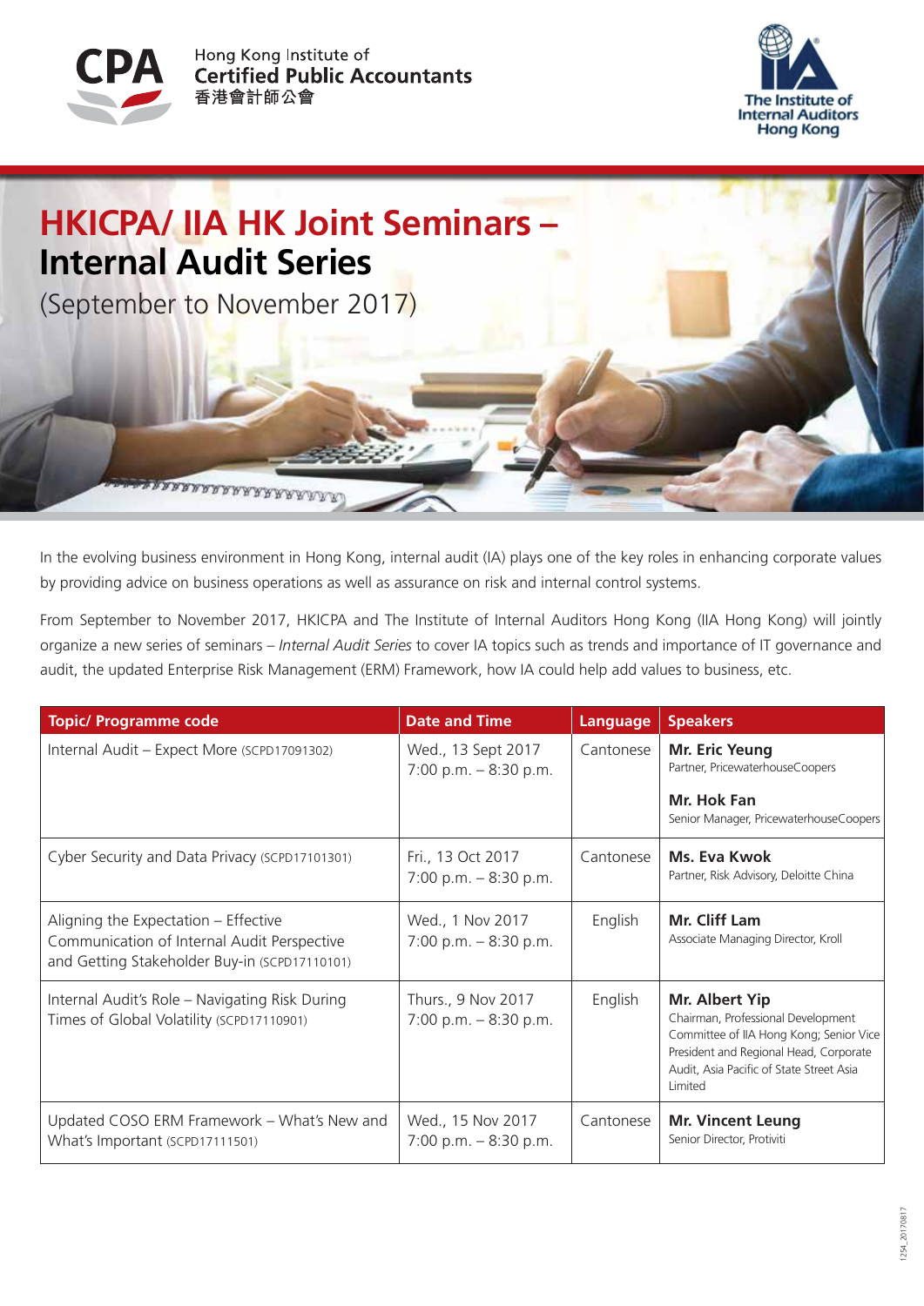Hong Kong Institute of
Certified Public Accountants
香港會計師公會

The Institute of Internal Auditors Hong Kong

# HKICPA/ IIA HK Joint Seminars – Internal Audit Series

(September to November 2017)

In the evolving business environment in Hong Kong, internal audit (IA) plays one of the key roles in enhancing corporate values by providing advice on business operations as well as assurance on risk and internal control systems.

From September to November 2017, HKICPA and The Institute of Internal Auditors Hong Kong (IIA Hong Kong) will jointly organize a new series of seminars – *Internal Audit Series* to cover IA topics such as trends and importance of IT governance and audit, the updated Enterprise Risk Management (ERM) Framework, how IA could help add values to business, etc.

| Topic/ Programme code | Date and Time | Language | Speakers |
|---|---|---|---|
| Internal Audit – Expect More (SCPD17091302) | Wed., 13 Sept 2017<br>7:00 p.m. – 8:30 p.m. | Cantonese | **Mr. Eric Yeung**<br>Partner, PricewaterhouseCoopers<br>**Mr. Hok Fan**<br>Senior Manager, PricewaterhouseCoopers |
| Cyber Security and Data Privacy (SCPD17101301) | Fri., 13 Oct 2017<br>7:00 p.m. – 8:30 p.m. | Cantonese | **Ms. Eva Kwok**<br>Partner, Risk Advisory, Deloitte China |
| Aligning the Expectation – Effective Communication of Internal Audit Perspective and Getting Stakeholder Buy-in (SCPD17110101) | Wed., 1 Nov 2017<br>7:00 p.m. – 8:30 p.m. | English | **Mr. Cliff Lam**<br>Associate Managing Director, Kroll |
| Internal Audit's Role – Navigating Risk During Times of Global Volatility (SCPD17110901) | Thurs., 9 Nov 2017<br>7:00 p.m. – 8:30 p.m. | English | **Mr. Albert Yip**<br>Chairman, Professional Development Committee of IIA Hong Kong; Senior Vice President and Regional Head, Corporate Audit, Asia Pacific of State Street Asia Limited |
| Updated COSO ERM Framework – What's New and What's Important (SCPD17111501) | Wed., 15 Nov 2017<br>7:00 p.m. – 8:30 p.m. | Cantonese | **Mr. Vincent Leung**<br>Senior Director, Protiviti |

1254_20170817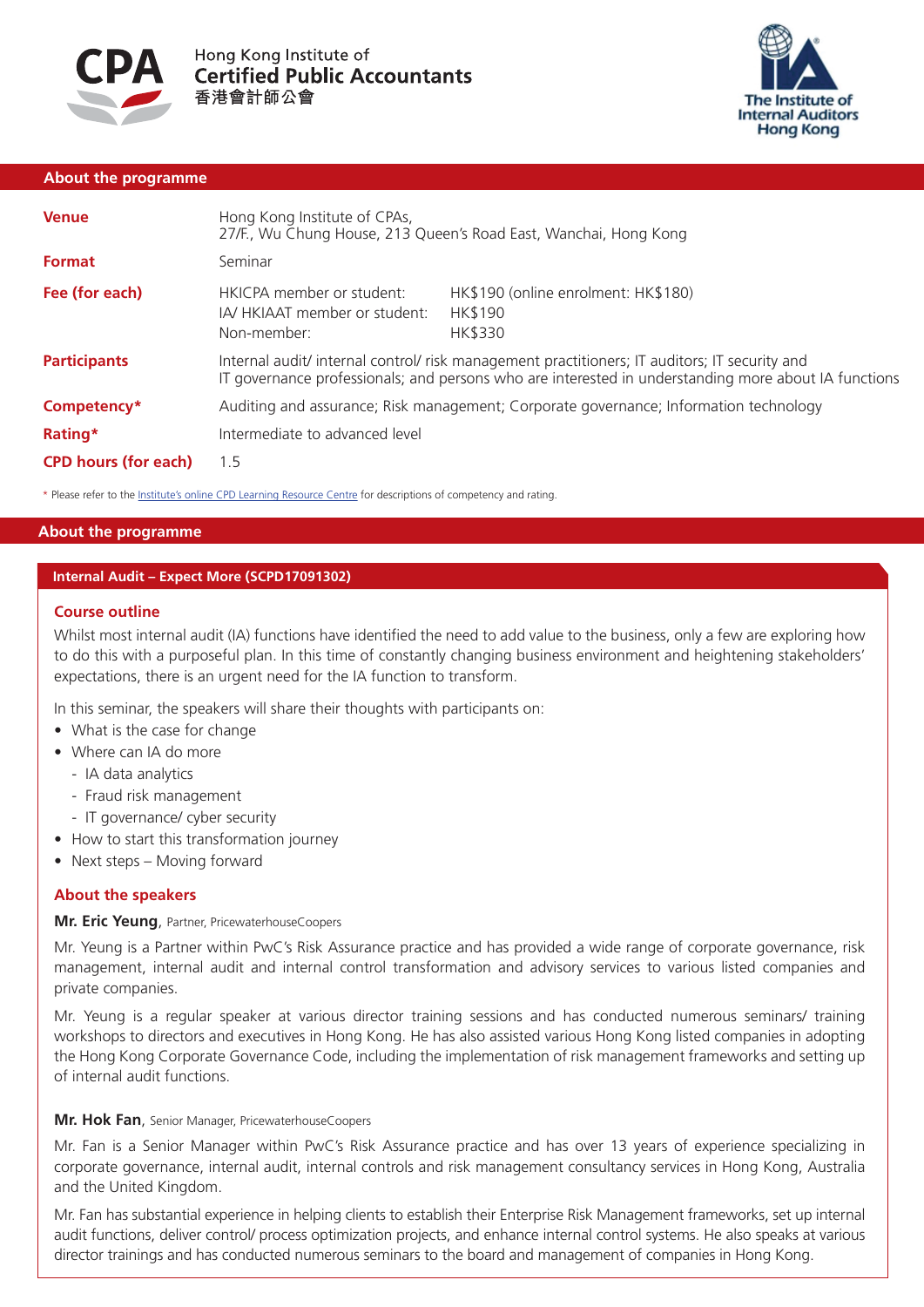Hong Kong Institute of Certified Public Accountants 香港會計師公會

The Institute of Internal Auditors Hong Kong

## About the programme

| | | |
|---|---|---|
| **Venue** | Hong Kong Institute of CPAs, 27/F., Wu Chung House, 213 Queen's Road East, Wanchai, Hong Kong | |
| **Format** | Seminar | |
| **Fee (for each)** | HKICPA member or student: | HK$190 (online enrolment: HK$180) |
| | IA/ HKIAAT member or student: | HK$190 |
| | Non-member: | HK$330 |
| **Participants** | Internal audit/ internal control/ risk management practitioners; IT auditors; IT security and IT governance professionals; and persons who are interested in understanding more about IA functions | |
| **Competency*** | Auditing and assurance; Risk management; Corporate governance; Information technology | |
| **Rating*** | Intermediate to advanced level | |
| **CPD hours (for each)** | 1.5 | |

* Please refer to the Institute's online CPD Learning Resource Centre for descriptions of competency and rating.

## About the programme

### Internal Audit – Expect More (SCPD17091302)

#### Course outline

Whilst most internal audit (IA) functions have identified the need to add value to the business, only a few are exploring how to do this with a purposeful plan. In this time of constantly changing business environment and heightening stakeholders' expectations, there is an urgent need for the IA function to transform.

In this seminar, the speakers will share their thoughts with participants on:

- What is the case for change
- Where can IA do more
  - IA data analytics
  - Fraud risk management
  - IT governance/ cyber security
- How to start this transformation journey
- Next steps – Moving forward

#### About the speakers

**Mr. Eric Yeung**, Partner, PricewaterhouseCoopers

Mr. Yeung is a Partner within PwC's Risk Assurance practice and has provided a wide range of corporate governance, risk management, internal audit and internal control transformation and advisory services to various listed companies and private companies.

Mr. Yeung is a regular speaker at various director training sessions and has conducted numerous seminars/ training workshops to directors and executives in Hong Kong. He has also assisted various Hong Kong listed companies in adopting the Hong Kong Corporate Governance Code, including the implementation of risk management frameworks and setting up of internal audit functions.

**Mr. Hok Fan**, Senior Manager, PricewaterhouseCoopers

Mr. Fan is a Senior Manager within PwC's Risk Assurance practice and has over 13 years of experience specializing in corporate governance, internal audit, internal controls and risk management consultancy services in Hong Kong, Australia and the United Kingdom.

Mr. Fan has substantial experience in helping clients to establish their Enterprise Risk Management frameworks, set up internal audit functions, deliver control/ process optimization projects, and enhance internal control systems. He also speaks at various director trainings and has conducted numerous seminars to the board and management of companies in Hong Kong.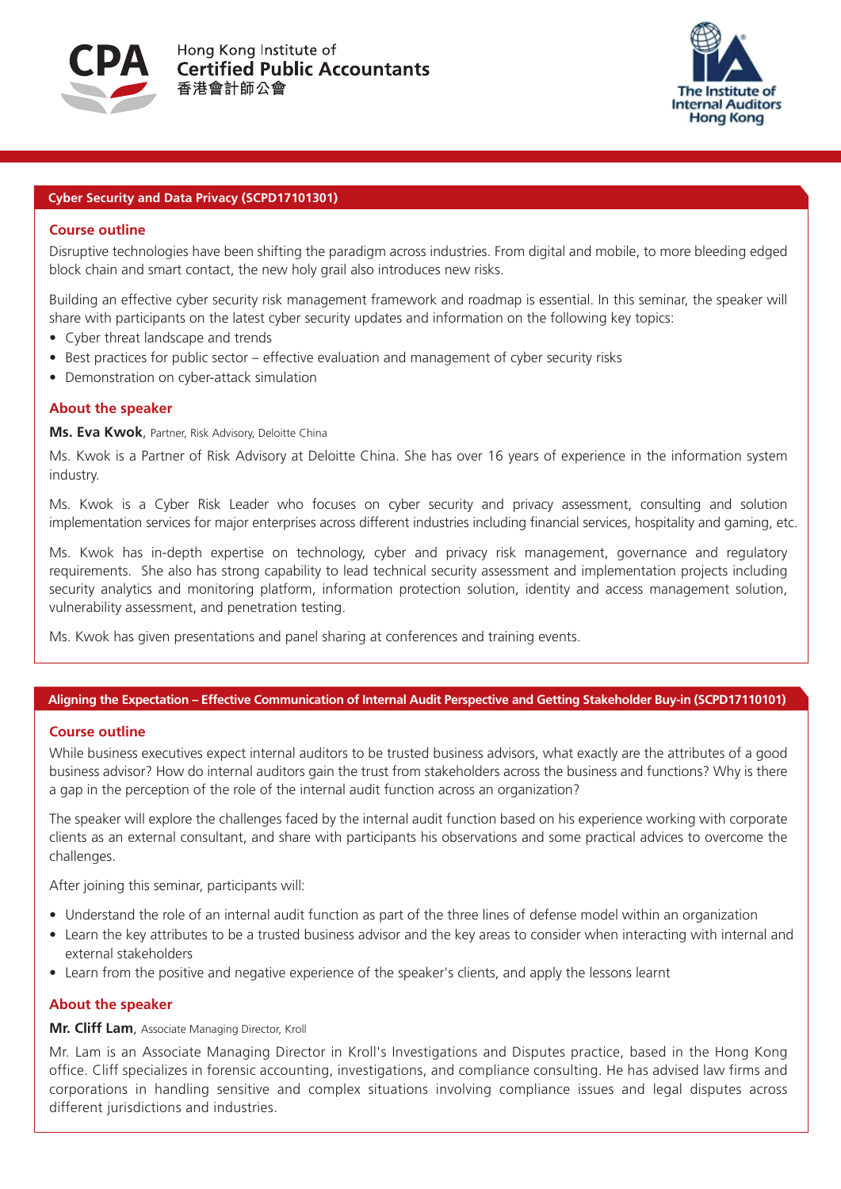## Cyber Security and Data Privacy (SCPD17101301)

### Course outline

Disruptive technologies have been shifting the paradigm across industries. From digital and mobile, to more bleeding edged block chain and smart contact, the new holy grail also introduces new risks.

Building an effective cyber security risk management framework and roadmap is essential. In this seminar, the speaker will share with participants on the latest cyber security updates and information on the following key topics:

- Cyber threat landscape and trends
- Best practices for public sector – effective evaluation and management of cyber security risks
- Demonstration on cyber-attack simulation

### About the speaker

**Ms. Eva Kwok**, Partner, Risk Advisory, Deloitte China

Ms. Kwok is a Partner of Risk Advisory at Deloitte China. She has over 16 years of experience in the information system industry.

Ms. Kwok is a Cyber Risk Leader who focuses on cyber security and privacy assessment, consulting and solution implementation services for major enterprises across different industries including financial services, hospitality and gaming, etc.

Ms. Kwok has in-depth expertise on technology, cyber and privacy risk management, governance and regulatory requirements. She also has strong capability to lead technical security assessment and implementation projects including security analytics and monitoring platform, information protection solution, identity and access management solution, vulnerability assessment, and penetration testing.

Ms. Kwok has given presentations and panel sharing at conferences and training events.

## Aligning the Expectation – Effective Communication of Internal Audit Perspective and Getting Stakeholder Buy-in (SCPD17110101)

### Course outline

While business executives expect internal auditors to be trusted business advisors, what exactly are the attributes of a good business advisor? How do internal auditors gain the trust from stakeholders across the business and functions? Why is there a gap in the perception of the role of the internal audit function across an organization?

The speaker will explore the challenges faced by the internal audit function based on his experience working with corporate clients as an external consultant, and share with participants his observations and some practical advices to overcome the challenges.

After joining this seminar, participants will:

- Understand the role of an internal audit function as part of the three lines of defense model within an organization
- Learn the key attributes to be a trusted business advisor and the key areas to consider when interacting with internal and external stakeholders
- Learn from the positive and negative experience of the speaker's clients, and apply the lessons learnt

### About the speaker

**Mr. Cliff Lam**, Associate Managing Director, Kroll

Mr. Lam is an Associate Managing Director in Kroll's Investigations and Disputes practice, based in the Hong Kong office. Cliff specializes in forensic accounting, investigations, and compliance consulting. He has advised law firms and corporations in handling sensitive and complex situations involving compliance issues and legal disputes across different jurisdictions and industries.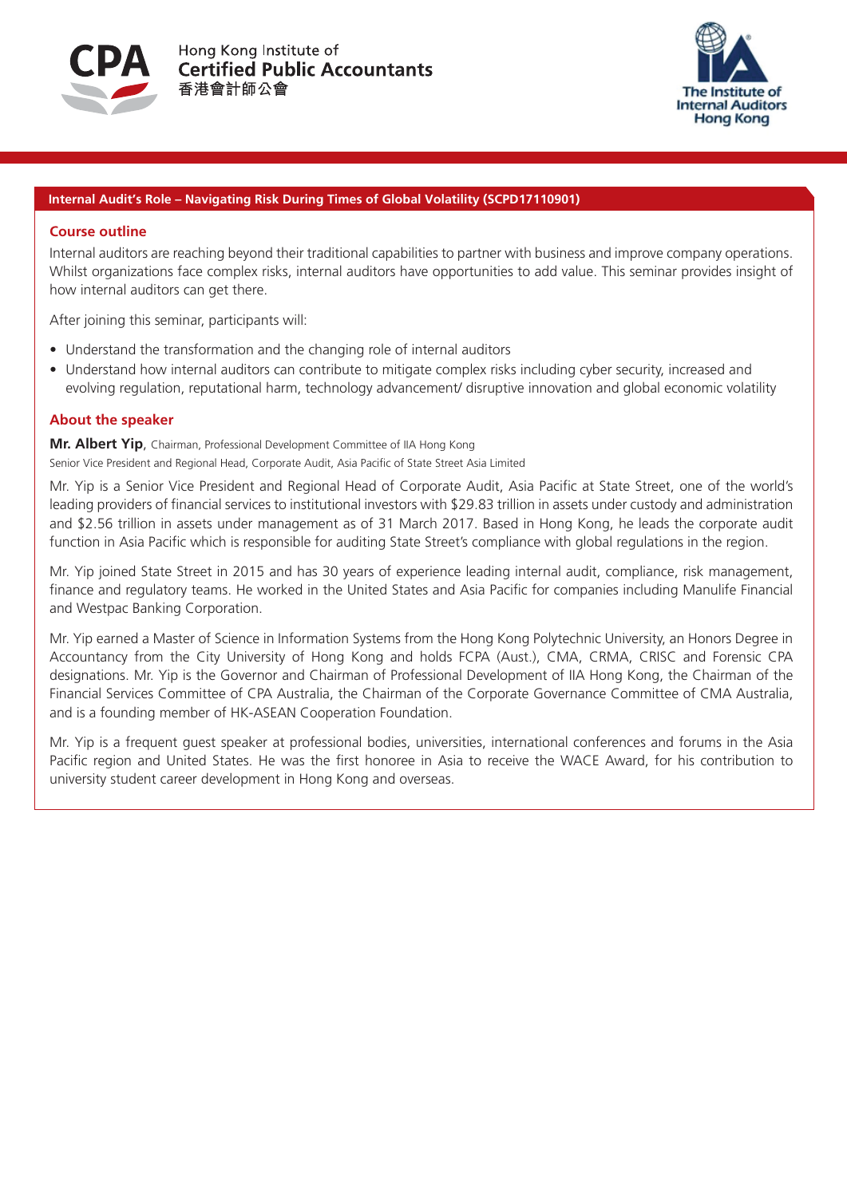Hong Kong Institute of Certified Public Accountants
香港會計師公會

The Institute of Internal Auditors Hong Kong

## Internal Audit's Role – Navigating Risk During Times of Global Volatility (SCPD17110901)

### Course outline

Internal auditors are reaching beyond their traditional capabilities to partner with business and improve company operations. Whilst organizations face complex risks, internal auditors have opportunities to add value. This seminar provides insight of how internal auditors can get there.

After joining this seminar, participants will:

- Understand the transformation and the changing role of internal auditors
- Understand how internal auditors can contribute to mitigate complex risks including cyber security, increased and evolving regulation, reputational harm, technology advancement/ disruptive innovation and global economic volatility

### About the speaker

**Mr. Albert Yip**, Chairman, Professional Development Committee of IIA Hong Kong
Senior Vice President and Regional Head, Corporate Audit, Asia Pacific of State Street Asia Limited

Mr. Yip is a Senior Vice President and Regional Head of Corporate Audit, Asia Pacific at State Street, one of the world's leading providers of financial services to institutional investors with $29.83 trillion in assets under custody and administration and $2.56 trillion in assets under management as of 31 March 2017. Based in Hong Kong, he leads the corporate audit function in Asia Pacific which is responsible for auditing State Street's compliance with global regulations in the region.

Mr. Yip joined State Street in 2015 and has 30 years of experience leading internal audit, compliance, risk management, finance and regulatory teams. He worked in the United States and Asia Pacific for companies including Manulife Financial and Westpac Banking Corporation.

Mr. Yip earned a Master of Science in Information Systems from the Hong Kong Polytechnic University, an Honors Degree in Accountancy from the City University of Hong Kong and holds FCPA (Aust.), CMA, CRMA, CRISC and Forensic CPA designations. Mr. Yip is the Governor and Chairman of Professional Development of IIA Hong Kong, the Chairman of the Financial Services Committee of CPA Australia, the Chairman of the Corporate Governance Committee of CMA Australia, and is a founding member of HK-ASEAN Cooperation Foundation.

Mr. Yip is a frequent guest speaker at professional bodies, universities, international conferences and forums in the Asia Pacific region and United States. He was the first honoree in Asia to receive the WACE Award, for his contribution to university student career development in Hong Kong and overseas.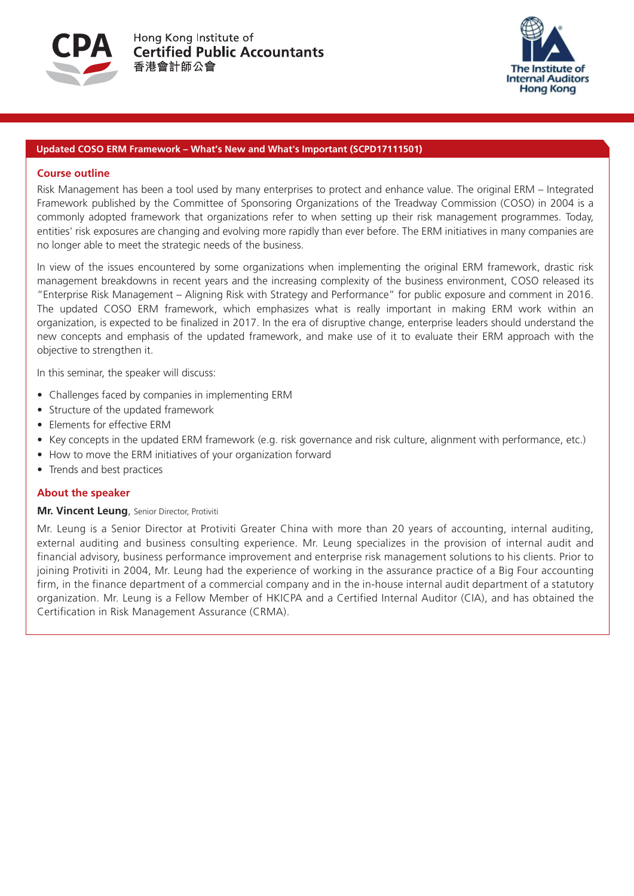Hong Kong Institute of
**Certified Public Accountants**
香港會計師公會

The Institute of Internal Auditors Hong Kong

## Updated COSO ERM Framework – What's New and What's Important (SCPD17111501)

### Course outline

Risk Management has been a tool used by many enterprises to protect and enhance value. The original ERM – Integrated Framework published by the Committee of Sponsoring Organizations of the Treadway Commission (COSO) in 2004 is a commonly adopted framework that organizations refer to when setting up their risk management programmes. Today, entities' risk exposures are changing and evolving more rapidly than ever before. The ERM initiatives in many companies are no longer able to meet the strategic needs of the business.

In view of the issues encountered by some organizations when implementing the original ERM framework, drastic risk management breakdowns in recent years and the increasing complexity of the business environment, COSO released its "Enterprise Risk Management – Aligning Risk with Strategy and Performance" for public exposure and comment in 2016. The updated COSO ERM framework, which emphasizes what is really important in making ERM work within an organization, is expected to be finalized in 2017. In the era of disruptive change, enterprise leaders should understand the new concepts and emphasis of the updated framework, and make use of it to evaluate their ERM approach with the objective to strengthen it.

In this seminar, the speaker will discuss:

- Challenges faced by companies in implementing ERM
- Structure of the updated framework
- Elements for effective ERM
- Key concepts in the updated ERM framework (e.g. risk governance and risk culture, alignment with performance, etc.)
- How to move the ERM initiatives of your organization forward
- Trends and best practices

### About the speaker

**Mr. Vincent Leung**, Senior Director, Protiviti

Mr. Leung is a Senior Director at Protiviti Greater China with more than 20 years of accounting, internal auditing, external auditing and business consulting experience. Mr. Leung specializes in the provision of internal audit and financial advisory, business performance improvement and enterprise risk management solutions to his clients. Prior to joining Protiviti in 2004, Mr. Leung had the experience of working in the assurance practice of a Big Four accounting firm, in the finance department of a commercial company and in the in-house internal audit department of a statutory organization. Mr. Leung is a Fellow Member of HKICPA and a Certified Internal Auditor (CIA), and has obtained the Certification in Risk Management Assurance (CRMA).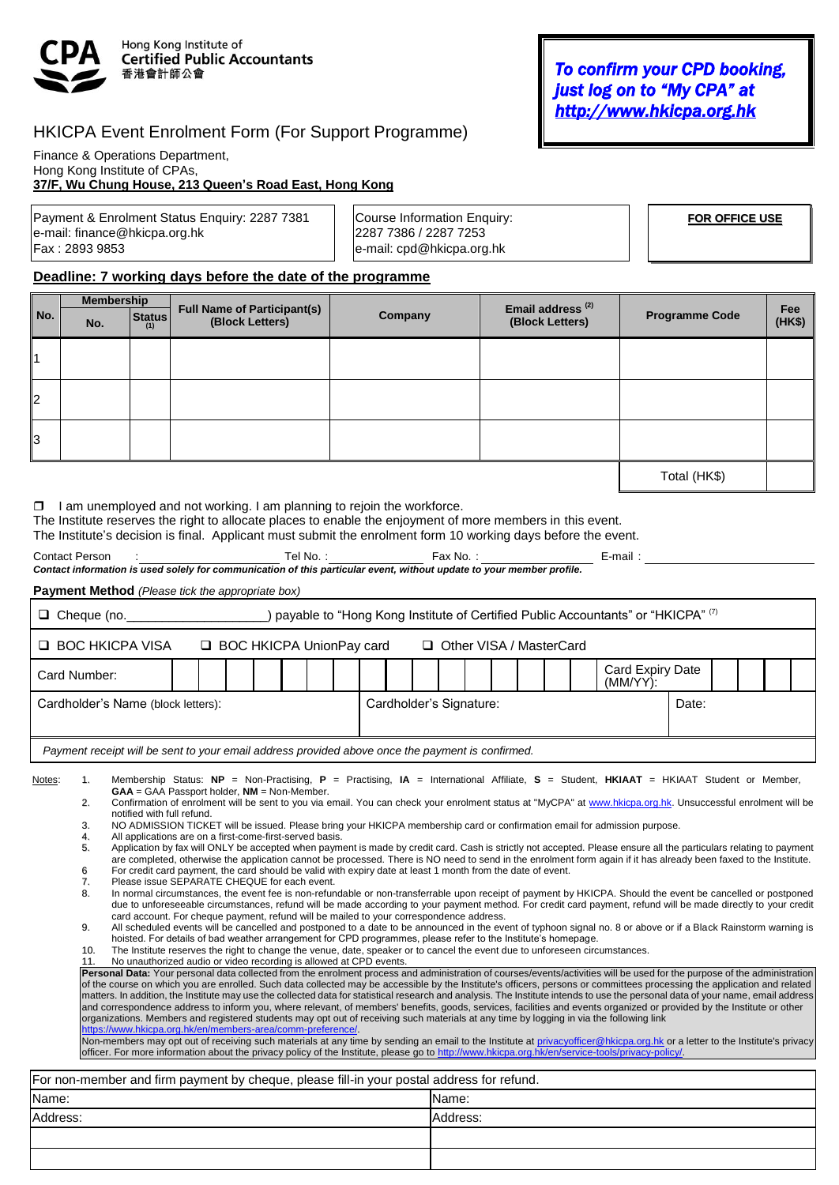CPA Hong Kong Institute of Certified Public Accountants 香港會計師公會

***To confirm your CPD booking, just log on to "My CPA" at http://www.hkicpa.org.hk***

# HKICPA Event Enrolment Form (For Support Programme)

Finance & Operations Department,
Hong Kong Institute of CPAs,
**37/F, Wu Chung House, 213 Queen's Road East, Hong Kong**

| Payment & Enrolment Status Enquiry: 2287 7381<br>e-mail: finance@hkicpa.org.hk<br>Fax : 2893 9853 | Course Information Enquiry:<br>2287 7386 / 2287 7253<br>e-mail: cpd@hkicpa.org.hk | **FOR OFFICE USE** |
|---|---|---|

**Deadline: 7 working days before the date of the programme**

| No. | Membership | | Full Name of Participant(s) (Block Letters) | Company | Email address [(2)] (Block Letters) | Programme Code | Fee (HK$) |
|---|---|---|---|---|---|---|---|
| | No. | Status [(1)] | | | | | |
| 1 | | | | | | | |
| 2 | | | | | | | |
| 3 | | | | | | | |
| | | | | | | Total (HK$) | |

❐ I am unemployed and not working. I am planning to rejoin the workforce.
The Institute reserves the right to allocate places to enable the enjoyment of more members in this event.
The Institute's decision is final. Applicant must submit the enrolment form 10 working days before the event.

Contact Person : ____________ Tel No. : ____________ Fax No. : ____________ E-mail : ____________

***Contact information is used solely for communication of this particular event, without update to your member profile.***

**Payment Method** *(Please tick the appropriate box)*

❑ Cheque (no.__________________) payable to "Hong Kong Institute of Certified Public Accountants" or "HKICPA" [(7)]

❑ BOC HKICPA VISA ❑ BOC HKICPA UnionPay card ❑ Other VISA / MasterCard

| Card Number: | Card Expiry Date (MM/YY): |
|---|---|
| Cardholder's Name (block letters): | Cardholder's Signature: | Date: |

*Payment receipt will be sent to your email address provided above once the payment is confirmed.*

Notes:

1. Membership Status: **NP** = Non-Practising, **P** = Practising, **IA** = International Affiliate, **S** = Student, **HKIAAT** = HKIAAT Student or Member, **GAA** = GAA Passport holder, **NM** = Non-Member.
2. Confirmation of enrolment will be sent to you via email. You can check your enrolment status at "MyCPA" at www.hkicpa.org.hk. Unsuccessful enrolment will be notified with full refund.
3. NO ADMISSION TICKET will be issued. Please bring your HKICPA membership card or confirmation email for admission purpose.
4. All applications are on a first-come-first-served basis.
5. Application by fax will ONLY be accepted when payment is made by credit card. Cash is strictly not accepted. Please ensure all the particulars relating to payment are completed, otherwise the application cannot be processed. There is NO need to send in the enrolment form again if it has already been faxed to the Institute.
6. For credit card payment, the card should be valid with expiry date at least 1 month from the date of event.
7. Please issue SEPARATE CHEQUE for each event.
8. In normal circumstances, the event fee is non-refundable or non-transferrable upon receipt of payment by HKICPA. Should the event be cancelled or postponed due to unforeseeable circumstances, refund will be made according to your payment method. For credit card payment, refund will be made directly to your credit card account. For cheque payment, refund will be mailed to your correspondence address.
9. All scheduled events will be cancelled and postponed to a date to be announced in the event of typhoon signal no. 8 or above or if a Black Rainstorm warning is hoisted. For details of bad weather arrangement for CPD programmes, please refer to the Institute's homepage.
10. The Institute reserves the right to change the venue, date, speaker or to cancel the event due to unforeseen circumstances.
11. No unauthorized audio or video recording is allowed at CPD events.

**Personal Data:** Your personal data collected from the enrolment process and administration of courses/events/activities will be used for the purpose of the administration of the course on which you are enrolled. Such data collected may be accessible by the Institute's officers, persons or committees processing the application and related matters. In addition, the Institute may use the collected data for statistical research and analysis. The Institute intends to use the personal data of your name, email address and correspondence address to inform you, where relevant, of members' benefits, goods, services, facilities and events organized or provided by the Institute or other organizations. Members and registered students may opt out of receiving such materials at any time by logging in via the following link https://www.hkicpa.org.hk/en/members-area/comm-preference/.
Non-members may opt out of receiving such materials at any time by sending an email to the Institute at privacyofficer@hkicpa.org.hk or a letter to the Institute's privacy officer. For more information about the privacy policy of the Institute, please go to http://www.hkicpa.org.hk/en/service-tools/privacy-policy/.

| For non-member and firm payment by cheque, please fill-in your postal address for refund. | |
|---|---|
| Name: | Name: |
| Address: | Address: |
| | |
| | |